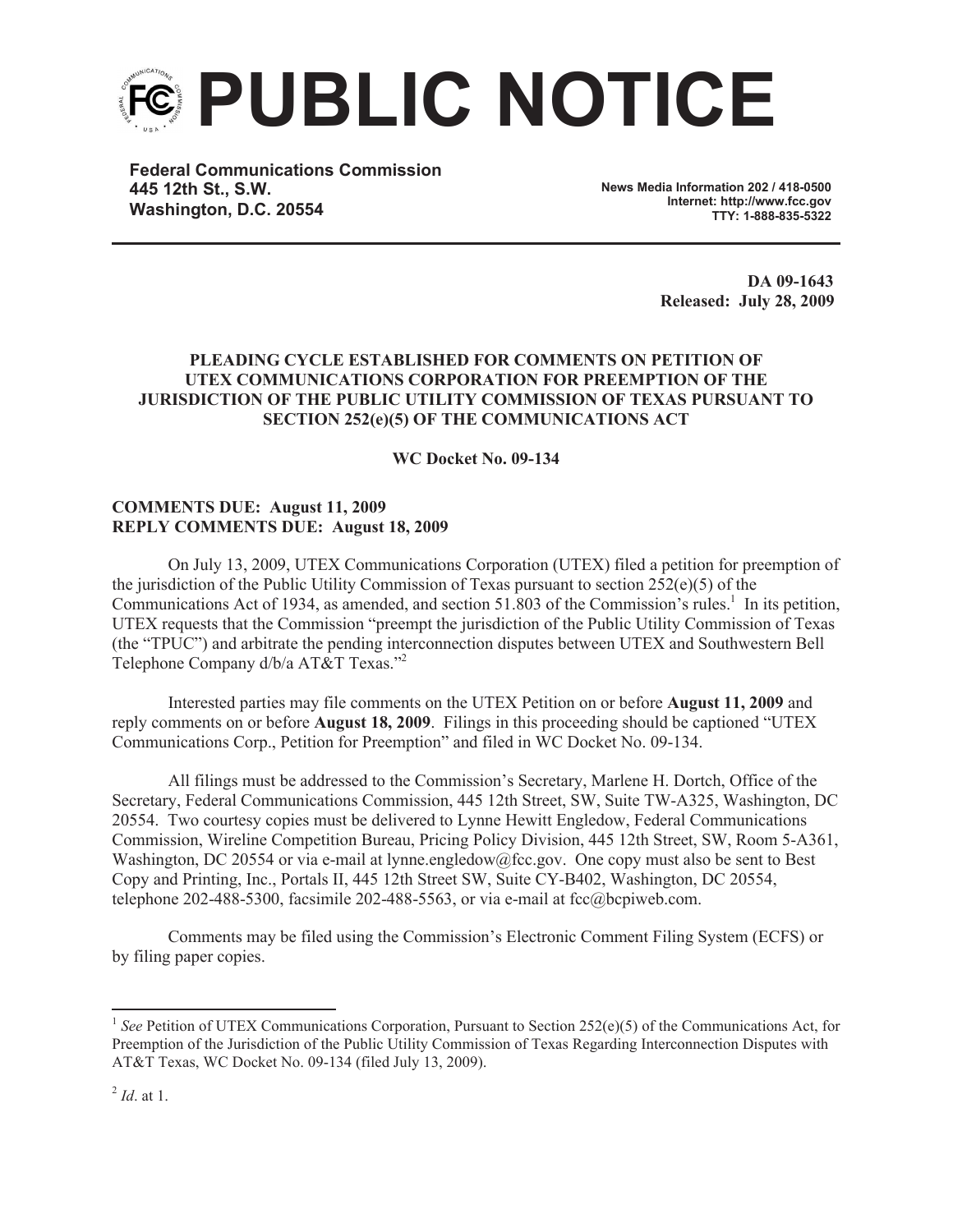# PUBLIC NOTICE

**Federal Communications Commission**
**445 12th St., S.W.**
**Washington, D.C. 20554**

**News Media Information 202 / 418-0500**
**Internet: http://www.fcc.gov**
**TTY: 1-888-835-5322**

**DA 09-1643**
**Released: July 28, 2009**

**PLEADING CYCLE ESTABLISHED FOR COMMENTS ON PETITION OF UTEX COMMUNICATIONS CORPORATION FOR PREEMPTION OF THE JURISDICTION OF THE PUBLIC UTILITY COMMISSION OF TEXAS PURSUANT TO SECTION 252(e)(5) OF THE COMMUNICATIONS ACT**

**WC Docket No. 09-134**

**COMMENTS DUE: August 11, 2009**
**REPLY COMMENTS DUE: August 18, 2009**

On July 13, 2009, UTEX Communications Corporation (UTEX) filed a petition for preemption of the jurisdiction of the Public Utility Commission of Texas pursuant to section 252(e)(5) of the Communications Act of 1934, as amended, and section 51.803 of the Commission's rules.[1] In its petition, UTEX requests that the Commission "preempt the jurisdiction of the Public Utility Commission of Texas (the "TPUC") and arbitrate the pending interconnection disputes between UTEX and Southwestern Bell Telephone Company d/b/a AT&T Texas."[2]

Interested parties may file comments on the UTEX Petition on or before **August 11, 2009** and reply comments on or before **August 18, 2009**. Filings in this proceeding should be captioned "UTEX Communications Corp., Petition for Preemption" and filed in WC Docket No. 09-134.

All filings must be addressed to the Commission's Secretary, Marlene H. Dortch, Office of the Secretary, Federal Communications Commission, 445 12th Street, SW, Suite TW-A325, Washington, DC 20554. Two courtesy copies must be delivered to Lynne Hewitt Engledow, Federal Communications Commission, Wireline Competition Bureau, Pricing Policy Division, 445 12th Street, SW, Room 5-A361, Washington, DC 20554 or via e-mail at lynne.engledow@fcc.gov. One copy must also be sent to Best Copy and Printing, Inc., Portals II, 445 12th Street SW, Suite CY-B402, Washington, DC 20554, telephone 202-488-5300, facsimile 202-488-5563, or via e-mail at fcc@bcpiweb.com.

Comments may be filed using the Commission's Electronic Comment Filing System (ECFS) or by filing paper copies.

---

[1] *See* Petition of UTEX Communications Corporation, Pursuant to Section 252(e)(5) of the Communications Act, for Preemption of the Jurisdiction of the Public Utility Commission of Texas Regarding Interconnection Disputes with AT&T Texas, WC Docket No. 09-134 (filed July 13, 2009).

[2] *Id*. at 1.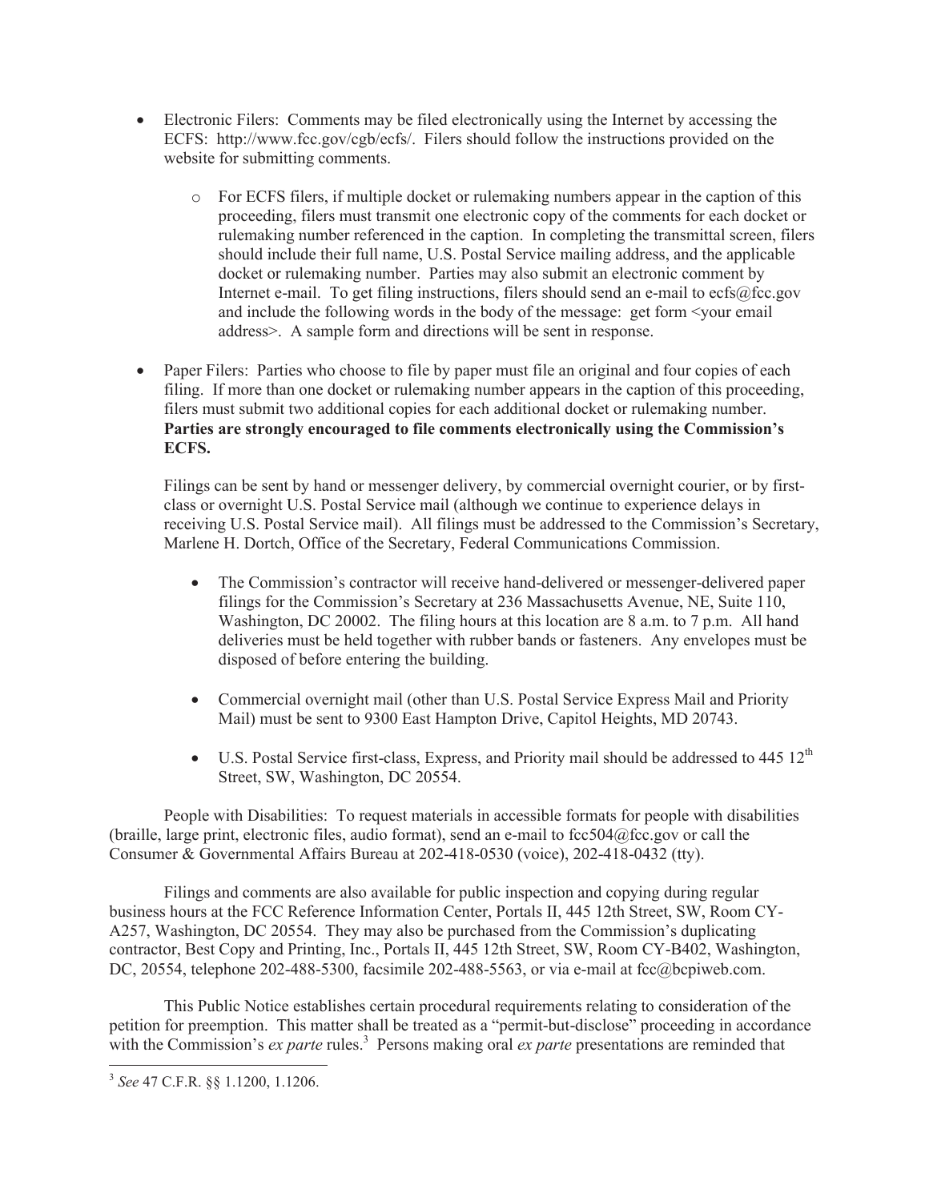- Electronic Filers: Comments may be filed electronically using the Internet by accessing the ECFS: http://www.fcc.gov/cgb/ecfs/. Filers should follow the instructions provided on the website for submitting comments.

    - For ECFS filers, if multiple docket or rulemaking numbers appear in the caption of this proceeding, filers must transmit one electronic copy of the comments for each docket or rulemaking number referenced in the caption. In completing the transmittal screen, filers should include their full name, U.S. Postal Service mailing address, and the applicable docket or rulemaking number. Parties may also submit an electronic comment by Internet e-mail. To get filing instructions, filers should send an e-mail to ecfs@fcc.gov and include the following words in the body of the message: get form <your email address>. A sample form and directions will be sent in response.

- Paper Filers: Parties who choose to file by paper must file an original and four copies of each filing. If more than one docket or rulemaking number appears in the caption of this proceeding, filers must submit two additional copies for each additional docket or rulemaking number. **Parties are strongly encouraged to file comments electronically using the Commission's ECFS.**

  Filings can be sent by hand or messenger delivery, by commercial overnight courier, or by first-class or overnight U.S. Postal Service mail (although we continue to experience delays in receiving U.S. Postal Service mail). All filings must be addressed to the Commission's Secretary, Marlene H. Dortch, Office of the Secretary, Federal Communications Commission.

    - The Commission's contractor will receive hand-delivered or messenger-delivered paper filings for the Commission's Secretary at 236 Massachusetts Avenue, NE, Suite 110, Washington, DC 20002. The filing hours at this location are 8 a.m. to 7 p.m. All hand deliveries must be held together with rubber bands or fasteners. Any envelopes must be disposed of before entering the building.

    - Commercial overnight mail (other than U.S. Postal Service Express Mail and Priority Mail) must be sent to 9300 East Hampton Drive, Capitol Heights, MD 20743.

    - U.S. Postal Service first-class, Express, and Priority mail should be addressed to 445 12th Street, SW, Washington, DC 20554.

People with Disabilities: To request materials in accessible formats for people with disabilities (braille, large print, electronic files, audio format), send an e-mail to fcc504@fcc.gov or call the Consumer & Governmental Affairs Bureau at 202-418-0530 (voice), 202-418-0432 (tty).

Filings and comments are also available for public inspection and copying during regular business hours at the FCC Reference Information Center, Portals II, 445 12th Street, SW, Room CY-A257, Washington, DC 20554. They may also be purchased from the Commission's duplicating contractor, Best Copy and Printing, Inc., Portals II, 445 12th Street, SW, Room CY-B402, Washington, DC, 20554, telephone 202-488-5300, facsimile 202-488-5563, or via e-mail at fcc@bcpiweb.com.

This Public Notice establishes certain procedural requirements relating to consideration of the petition for preemption. This matter shall be treated as a "permit-but-disclose" proceeding in accordance with the Commission's *ex parte* rules.[3] Persons making oral *ex parte* presentations are reminded that

[3] *See* 47 C.F.R. §§ 1.1200, 1.1206.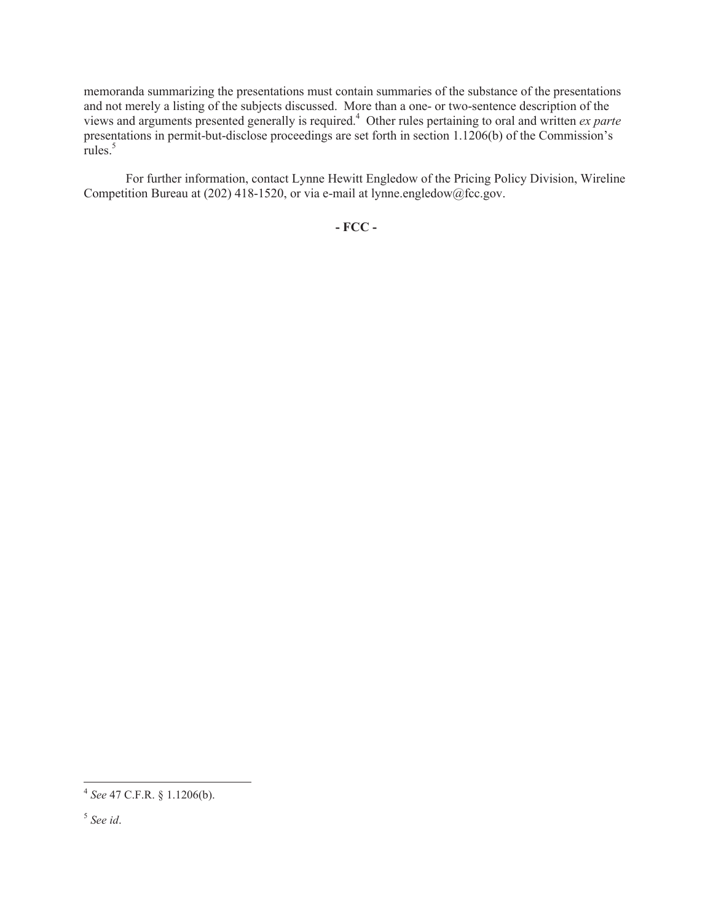memoranda summarizing the presentations must contain summaries of the substance of the presentations and not merely a listing of the subjects discussed. More than a one- or two-sentence description of the views and arguments presented generally is required.[4] Other rules pertaining to oral and written *ex parte* presentations in permit-but-disclose proceedings are set forth in section 1.1206(b) of the Commission's rules.[5]

For further information, contact Lynne Hewitt Engledow of the Pricing Policy Division, Wireline Competition Bureau at (202) 418-1520, or via e-mail at lynne.engledow@fcc.gov.

**- FCC -**

---

[4] *See* 47 C.F.R. § 1.1206(b).

[5] *See id*.